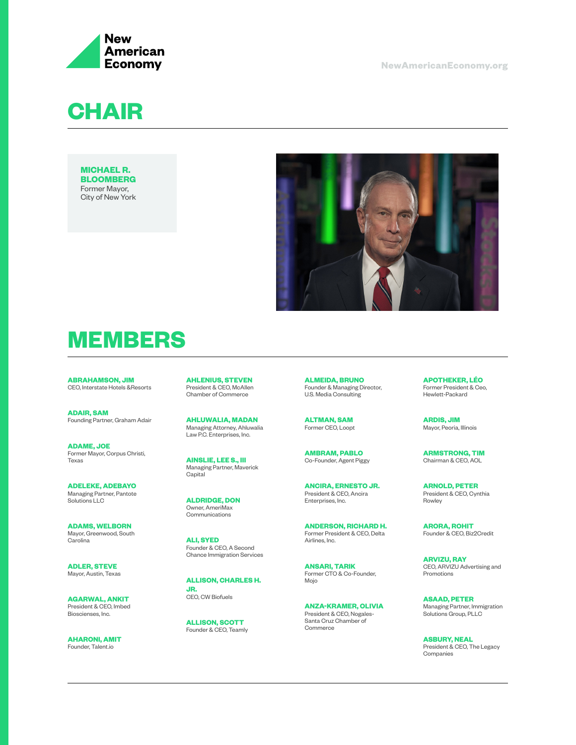New American Economy

NewAmericanEconomy.org

# CHAIR

**MICHAEL R. BLOOMBERG**
Former Mayor, City of New York

# MEMBERS

**ABRAHAMSON, JIM**
CEO, Interstate Hotels &Resorts

**ADAIR, SAM**
Founding Partner, Graham Adair

**ADAME, JOE**
Former Mayor, Corpus Christi, Texas

**ADELEKE, ADEBAYO**
Managing Partner, Pantote Solutions LLC

**ADAMS, WELBORN**
Mayor, Greenwood, South Carolina

**ADLER, STEVE**
Mayor, Austin, Texas

**AGARWAL, ANKIT**
President & CEO, Imbed Biosciences, Inc.

**AHARONI, AMIT**
Founder, Talent.io

**AHLENIUS, STEVEN**
President & CEO, McAllen Chamber of Commerce

**AHLUWALIA, MADAN**
Managing Attorney, Ahluwalia Law P.C. Enterprises, Inc.

**AINSLIE, LEE S., III**
Managing Partner, Maverick Capital

**ALDRIDGE, DON**
Owner, AmeriMax Communications

**ALI, SYED**
Founder & CEO, A Second Chance Immigration Services

**ALLISON, CHARLES H. JR.**
CEO, CW Biofuels

**ALLISON, SCOTT**
Founder & CEO, Teamly

**ALMEIDA, BRUNO**
Founder & Managing Director, U.S. Media Consulting

**ALTMAN, SAM**
Former CEO, Loopt

**AMBRAM, PABLO**
Co-Founder, Agent Piggy

**ANCIRA, ERNESTO JR.**
President & CEO, Ancira Enterprises, Inc.

**ANDERSON, RICHARD H.**
Former President & CEO, Delta Airlines, Inc.

**ANSARI, TARIK**
Former CTO & Co-Founder, Mojo

**ANZA-KRAMER, OLIVIA**
President & CEO, Nogales-Santa Cruz Chamber of Commerce

**APOTHEKER, LÉO**
Former President & Ceo, Hewlett-Packard

**ARDIS, JIM**
Mayor, Peoria, Illinois

**ARMSTRONG, TIM**
Chairman & CEO, AOL

**ARNOLD, PETER**
President & CEO, Cynthia Rowley

**ARORA, ROHIT**
Founder & CEO, Biz2Credit

**ARVIZU, RAY**
CEO, ARVIZU Advertising and Promotions

**ASAAD, PETER**
Managing Partner, Immigration Solutions Group, PLLC

**ASBURY, NEAL**
President & CEO, The Legacy Companies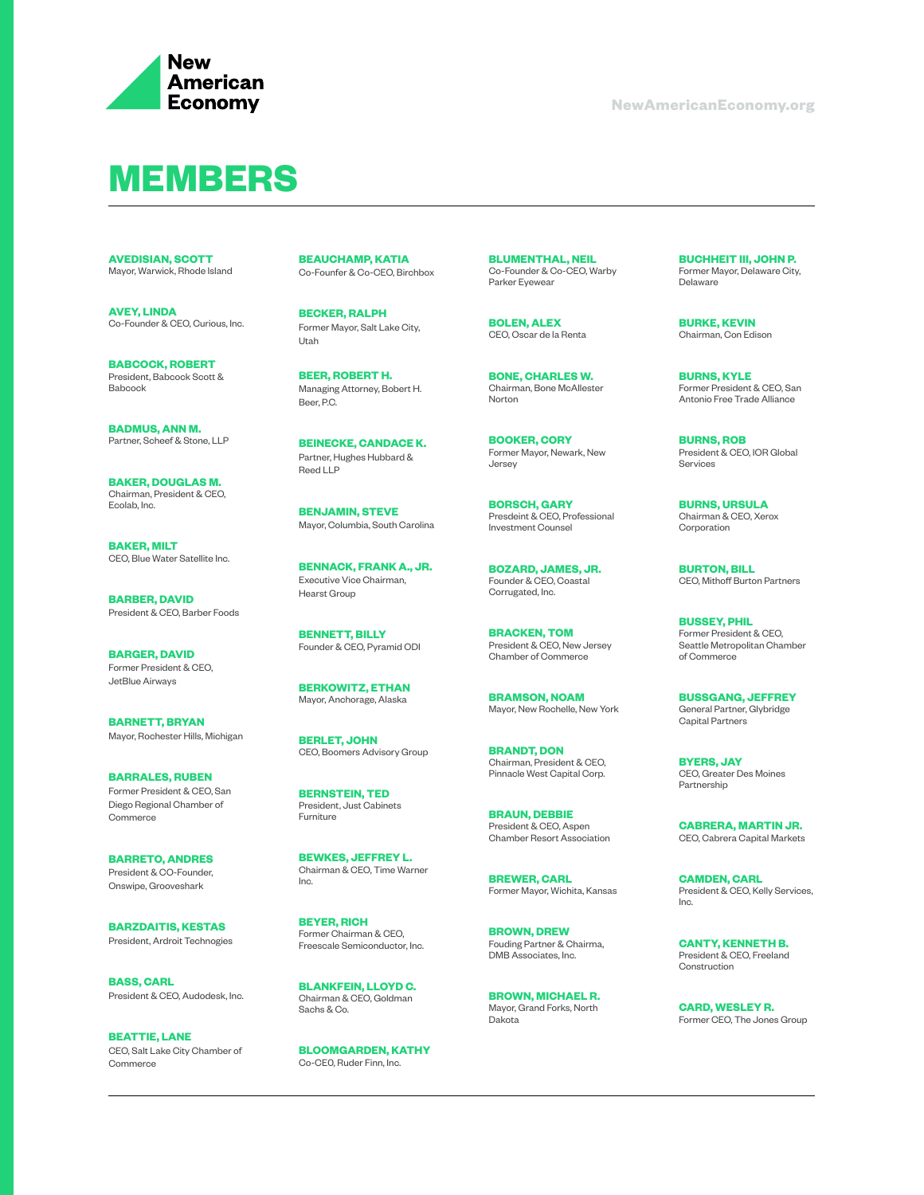# MEMBERS

**AVEDISIAN, SCOTT**
Mayor, Warwick, Rhode Island

**AVEY, LINDA**
Co-Founder & CEO, Curious, Inc.

**BABCOCK, ROBERT**
President, Babcock Scott & Babcock

**BADMUS, ANN M.**
Partner, Scheef & Stone, LLP

**BAKER, DOUGLAS M.**
Chairman, President & CEO, Ecolab, Inc.

**BAKER, MILT**
CEO, Blue Water Satellite Inc.

**BARBER, DAVID**
President & CEO, Barber Foods

**BARGER, DAVID**
Former President & CEO, JetBlue Airways

**BARNETT, BRYAN**
Mayor, Rochester Hills, Michigan

**BARRALES, RUBEN**
Former President & CEO, San Diego Regional Chamber of Commerce

**BARRETO, ANDRES**
President & CO-Founder, Onswipe, Grooveshark

**BARZDAITIS, KESTAS**
President, Ardroit Technogies

**BASS, CARL**
President & CEO, Audodesk, Inc.

**BEATTIE, LANE**
CEO, Salt Lake City Chamber of Commerce

**BEAUCHAMP, KATIA**
Co-Founfer & Co-CEO, Birchbox

**BECKER, RALPH**
Former Mayor, Salt Lake City, Utah

**BEER, ROBERT H.**
Managing Attorney, Bobert H. Beer, P.C.

**BEINECKE, CANDACE K.**
Partner, Hughes Hubbard & Reed LLP

**BENJAMIN, STEVE**
Mayor, Columbia, South Carolina

**BENNACK, FRANK A., JR.**
Executive Vice Chairman, Hearst Group

**BENNETT, BILLY**
Founder & CEO, Pyramid ODI

**BERKOWITZ, ETHAN**
Mayor, Anchorage, Alaska

**BERLET, JOHN**
CEO, Boomers Advisory Group

**BERNSTEIN, TED**
President, Just Cabinets Furniture

**BEWKES, JEFFREY L.**
Chairman & CEO, Time Warner Inc.

**BEYER, RICH**
Former Chairman & CEO, Freescale Semiconductor, Inc.

**BLANKFEIN, LLOYD C.**
Chairman & CEO, Goldman Sachs & Co.

**BLOOMGARDEN, KATHY**
Co-CEO, Ruder Finn, Inc.

**BLUMENTHAL, NEIL**
Co-Founder & Co-CEO, Warby Parker Eyewear

**BOLEN, ALEX**
CEO, Oscar de la Renta

**BONE, CHARLES W.**
Chairman, Bone McAllester Norton

**BOOKER, CORY**
Former Mayor, Newark, New Jersey

**BORSCH, GARY**
Presdeint & CEO, Professional Investment Counsel

**BOZARD, JAMES, JR.**
Founder & CEO, Coastal Corrugated, Inc.

**BRACKEN, TOM**
President & CEO, New Jersey Chamber of Commerce

**BRAMSON, NOAM**
Mayor, New Rochelle, New York

**BRANDT, DON**
Chairman, President & CEO, Pinnacle West Capital Corp.

**BRAUN, DEBBIE**
President & CEO, Aspen Chamber Resort Association

**BREWER, CARL**
Former Mayor, Wichita, Kansas

**BROWN, DREW**
Fouding Partner & Chairma, DMB Associates, Inc.

**BROWN, MICHAEL R.**
Mayor, Grand Forks, North Dakota

**BUCHHEIT III, JOHN P.**
Former Mayor, Delaware City, Delaware

**BURKE, KEVIN**
Chairman, Con Edison

**BURNS, KYLE**
Former President & CEO, San Antonio Free Trade Alliance

**BURNS, ROB**
President & CEO, IOR Global Services

**BURNS, URSULA**
Chairman & CEO, Xerox Corporation

**BURTON, BILL**
CEO, Mithoff Burton Partners

**BUSSEY, PHIL**
Former President & CEO, Seattle Metropolitan Chamber of Commerce

**BUSSGANG, JEFFREY**
General Partner, Glybridge Capital Partners

**BYERS, JAY**
CEO, Greater Des Moines Partnership

**CABRERA, MARTIN JR.**
CEO, Cabrera Capital Markets

**CAMDEN, CARL**
President & CEO, Kelly Services, Inc.

**CANTY, KENNETH B.**
President & CEO, Freeland Construction

**CARD, WESLEY R.**
Former CEO, The Jones Group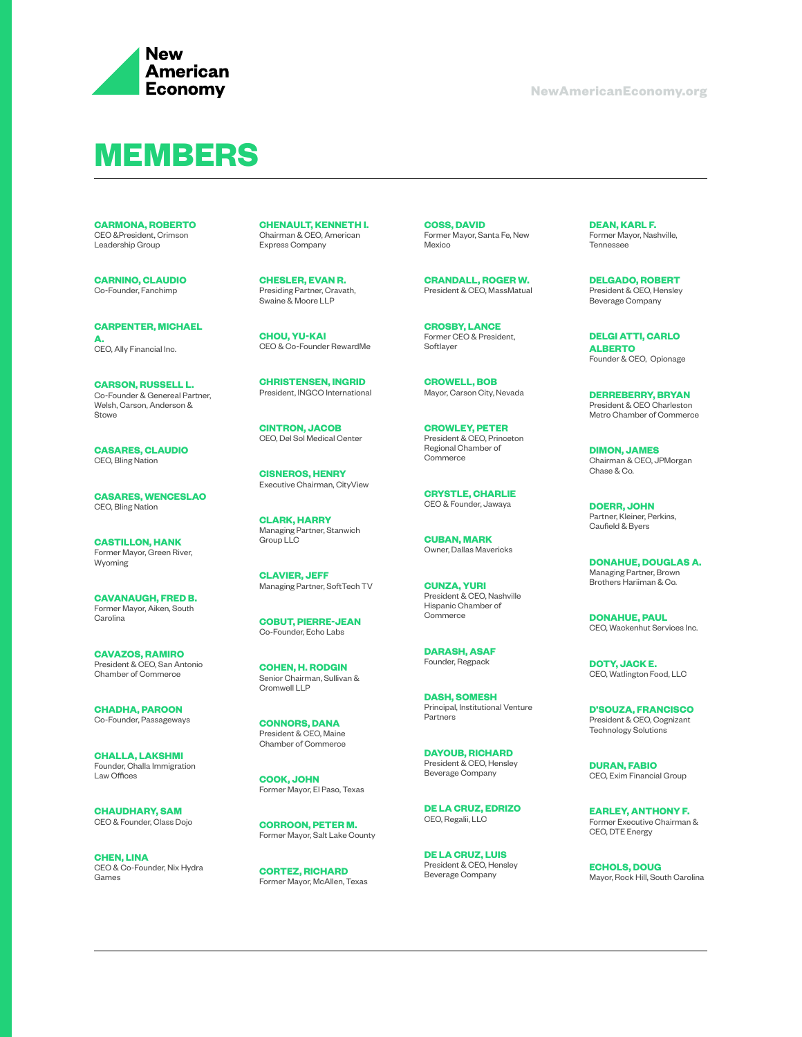# MEMBERS

**CARMONA, ROBERTO**
CEO &President, Crimson Leadership Group

**CARNINO, CLAUDIO**
Co-Founder, Fanchimp

**CARPENTER, MICHAEL A.**
CEO, Ally Financial Inc.

**CARSON, RUSSELL L.**
Co-Founder & Genereal Partner, Welsh, Carson, Anderson & Stowe

**CASARES, CLAUDIO**
CEO, Bling Nation

**CASARES, WENCESLAO**
CEO, Bling Nation

**CASTILLON, HANK**
Former Mayor, Green River, Wyoming

**CAVANAUGH, FRED B.**
Former Mayor, Aiken, South Carolina

**CAVAZOS, RAMIRO**
President & CEO, San Antonio Chamber of Commerce

**CHADHA, PAROON**
Co-Founder, Passageways

**CHALLA, LAKSHMI**
Founder, Challa Immigration Law Offices

**CHAUDHARY, SAM**
CEO & Founder, Class Dojo

**CHEN, LINA**
CEO & Co-Founder, Nix Hydra Games

**CHENAULT, KENNETH I.**
Chairman & CEO, American Express Company

**CHESLER, EVAN R.**
Presiding Partner, Cravath, Swaine & Moore LLP

**CHOU, YU-KAI**
CEO & Co-Founder RewardMe

**CHRISTENSEN, INGRID**
President, INGCO International

**CINTRON, JACOB**
CEO, Del Sol Medical Center

**CISNEROS, HENRY**
Executive Chairman, CityView

**CLARK, HARRY**
Managing Partner, Stanwich Group LLC

**CLAVIER, JEFF**
Managing Partner, SoftTech TV

**COBUT, PIERRE-JEAN**
Co-Founder, Echo Labs

**COHEN, H. RODGIN**
Senior Chairman, Sullivan & Cromwell LLP

**CONNORS, DANA**
President & CEO, Maine Chamber of Commerce

**COOK, JOHN**
Former Mayor, El Paso, Texas

**CORROON, PETER M.**
Former Mayor, Salt Lake County

**CORTEZ, RICHARD**
Former Mayor, McAllen, Texas

**COSS, DAVID**
Former Mayor, Santa Fe, New Mexico

**CRANDALL, ROGER W.**
President & CEO, MassMatual

**CROSBY, LANCE**
Former CEO & President, Softlayer

**CROWELL, BOB**
Mayor, Carson City, Nevada

**CROWLEY, PETER**
President & CEO, Princeton Regional Chamber of Commerce

**CRYSTLE, CHARLIE**
CEO & Founder, Jawaya

**CUBAN, MARK**
Owner, Dallas Mavericks

**CUNZA, YURI**
President & CEO, Nashville Hispanic Chamber of Commerce

**DARASH, ASAF**
Founder, Regpack

**DASH, SOMESH**
Principal, Institutional Venture Partners

**DAYOUB, RICHARD**
President & CEO, Hensley Beverage Company

**DE LA CRUZ, EDRIZO**
CEO, Regalii, LLC

**DE LA CRUZ, LUIS**
President & CEO, Hensley Beverage Company

**DEAN, KARL F.**
Former Mayor, Nashville, Tennessee

**DELGADO, ROBERT**
President & CEO, Hensley Beverage Company

**DELGI ATTI, CARLO ALBERTO**
Founder & CEO, Opionage

**DERREBERRY, BRYAN**
President & CEO Charleston Metro Chamber of Commerce

**DIMON, JAMES**
Chairman & CEO, JPMorgan Chase & Co.

**DOERR, JOHN**
Partner, Kleiner, Perkins, Caufield & Byers

**DONAHUE, DOUGLAS A.**
Managing Partner, Brown Brothers Hariiman & Co.

**DONAHUE, PAUL**
CEO, Wackenhut Services Inc.

**DOTY, JACK E.**
CEO, Watlington Food, LLC

**D'SOUZA, FRANCISCO**
President & CEO, Cognizant Technology Solutions

**DURAN, FABIO**
CEO, Exim Financial Group

**EARLEY, ANTHONY F.**
Former Executive Chairman & CEO, DTE Energy

**ECHOLS, DOUG**
Mayor, Rock Hill, South Carolina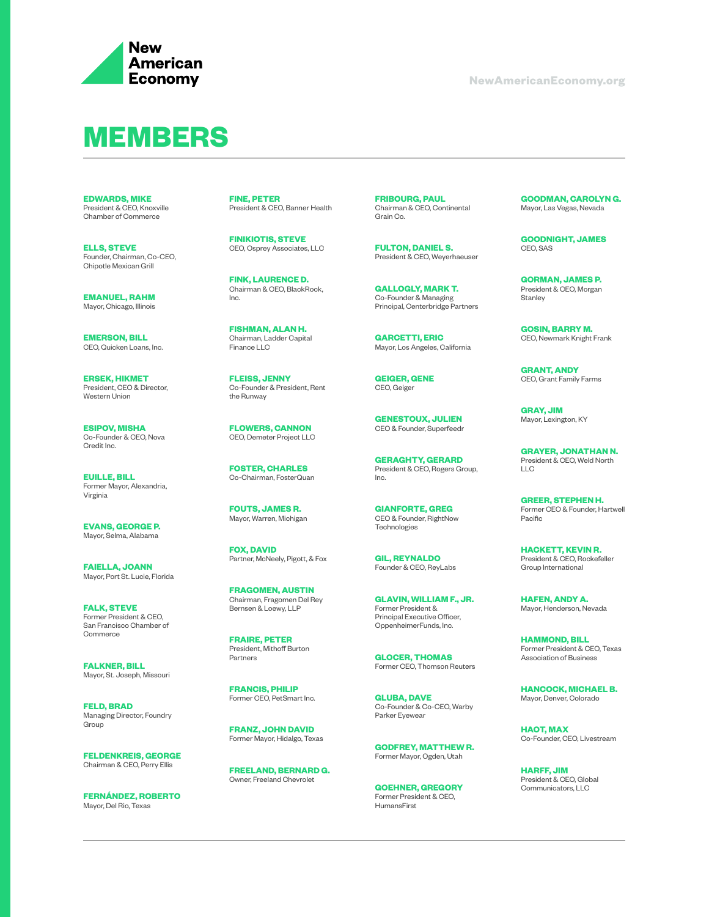# MEMBERS

**EDWARDS, MIKE**
President & CEO, Knoxville Chamber of Commerce

**ELLS, STEVE**
Founder, Chairman, Co-CEO, Chipotle Mexican Grill

**EMANUEL, RAHM**
Mayor, Chicago, Illinois

**EMERSON, BILL**
CEO, Quicken Loans, Inc.

**ERSEK, HIKMET**
President, CEO & Director, Western Union

**ESIPOV, MISHA**
Co-Founder & CEO, Nova Credit Inc.

**EUILLE, BILL**
Former Mayor, Alexandria, Virginia

**EVANS, GEORGE P.**
Mayor, Selma, Alabama

**FAIELLA, JOANN**
Mayor, Port St. Lucie, Florida

**FALK, STEVE**
Former President & CEO, San Francisco Chamber of Commerce

**FALKNER, BILL**
Mayor, St. Joseph, Missouri

**FELD, BRAD**
Managing Director, Foundry Group

**FELDENKREIS, GEORGE**
Chairman & CEO, Perry Ellis

**FERNÁNDEZ, ROBERTO**
Mayor, Del Rio, Texas

**FINE, PETER**
President & CEO, Banner Health

**FINIKIOTIS, STEVE**
CEO, Osprey Associates, LLC

**FINK, LAURENCE D.**
Chairman & CEO, BlackRock, Inc.

**FISHMAN, ALAN H.**
Chairman, Ladder Capital Finance LLC

**FLEISS, JENNY**
Co-Founder & President, Rent the Runway

**FLOWERS, CANNON**
CEO, Demeter Project LLC

**FOSTER, CHARLES**
Co-Chairman, FosterQuan

**FOUTS, JAMES R.**
Mayor, Warren, Michigan

**FOX, DAVID**
Partner, McNeely, Pigott, & Fox

**FRAGOMEN, AUSTIN**
Chairman, Fragomen Del Rey Bernsen & Loewy, LLP

**FRAIRE, PETER**
President, Mithoff Burton Partners

**FRANCIS, PHILIP**
Former CEO, PetSmart Inc.

**FRANZ, JOHN DAVID**
Former Mayor, Hidalgo, Texas

**FREELAND, BERNARD G.**
Owner, Freeland Chevrolet

**FRIBOURG, PAUL**
Chairman & CEO, Continental Grain Co.

**FULTON, DANIEL S.**
President & CEO, Weyerhaeuser

**GALLOGLY, MARK T.**
Co-Founder & Managing Principal, Centerbridge Partners

**GARCETTI, ERIC**
Mayor, Los Angeles, California

**GEIGER, GENE**
CEO, Geiger

**GENESTOUX, JULIEN**
CEO & Founder, Superfeedr

**GERAGHTY, GERARD**
President & CEO, Rogers Group, Inc.

**GIANFORTE, GREG**
CEO & Founder, RightNow Technologies

**GIL, REYNALDO**
Founder & CEO, ReyLabs

**GLAVIN, WILLIAM F., JR.**
Former President & Principal Executive Officer, OppenheimerFunds, Inc.

**GLOCER, THOMAS**
Former CEO, Thomson Reuters

**GLUBA, DAVE**
Co-Founder & Co-CEO, Warby Parker Eyewear

**GODFREY, MATTHEW R.**
Former Mayor, Ogden, Utah

**GOEHNER, GREGORY**
Former President & CEO, HumansFirst

**GOODMAN, CAROLYN G.**
Mayor, Las Vegas, Nevada

**GOODNIGHT, JAMES**
CEO, SAS

**GORMAN, JAMES P.**
President & CEO, Morgan Stanley

**GOSIN, BARRY M.**
CEO, Newmark Knight Frank

**GRANT, ANDY**
CEO, Grant Family Farms

**GRAY, JIM**
Mayor, Lexington, KY

**GRAYER, JONATHAN N.**
President & CEO, Weld North LLC

**GREER, STEPHEN H.**
Former CEO & Founder, Hartwell Pacific

**HACKETT, KEVIN R.**
President & CEO, Rockefeller Group International

**HAFEN, ANDY A.**
Mayor, Henderson, Nevada

**HAMMOND, BILL**
Former President & CEO, Texas Association of Business

**HANCOCK, MICHAEL B.**
Mayor, Denver, Colorado

**HAOT, MAX**
Co-Founder, CEO, Livestream

**HARFF, JIM**
President & CEO, Global Communicators, LLC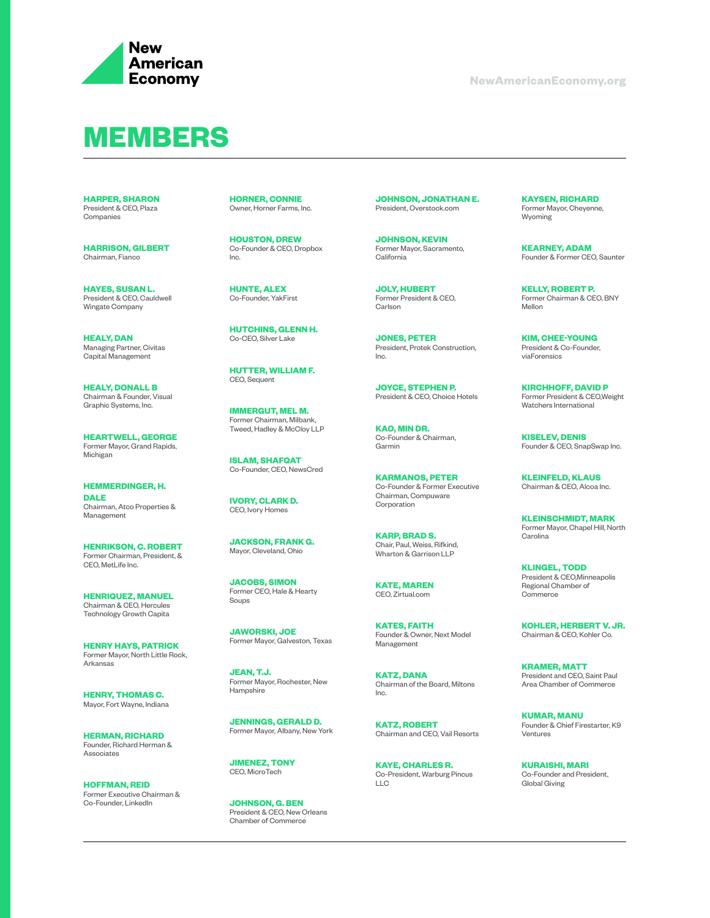# MEMBERS

**HARPER, SHARON**
President & CEO, Plaza Companies

**HARRISON, GILBERT**
Chairman, Fianco

**HAYES, SUSAN L.**
President & CEO, Cauldwell Wingate Company

**HEALY, DAN**
Managing Partner, Civitas Capital Management

**HEALY, DONALL B**
Chairman & Founder, Visual Graphic Systems, Inc.

**HEARTWELL, GEORGE**
Former Mayor, Grand Rapids, Michigan

**HEMMERDINGER, H. DALE**
Chairman, Atco Properties & Management

**HENRIKSON, C. ROBERT**
Former Chairman, President, & CEO, MetLife Inc.

**HENRIQUEZ, MANUEL**
Chairman & CEO, Hercules Technology Growth Capita

**HENRY HAYS, PATRICK**
Former Mayor, North Little Rock, Arkansas

**HENRY, THOMAS C.**
Mayor, Fort Wayne, Indiana

**HERMAN, RICHARD**
Founder, Richard Herman & Associates

**HOFFMAN, REID**
Former Executive Chairman & Co-Founder, LinkedIn

**HORNER, CONNIE**
Owner, Horner Farms, Inc.

**HOUSTON, DREW**
Co-Founder & CEO, Dropbox Inc.

**HUNTE, ALEX**
Co-Founder, YakFirst

**HUTCHINS, GLENN H.**
Co-CEO, Silver Lake

**HUTTER, WILLIAM F.**
CEO, Sequent

**IMMERGUT, MEL M.**
Former Chairman, Milbank, Tweed, Hadley & McCloy LLP

**ISLAM, SHAFQAT**
Co-Founder, CEO, NewsCred

**IVORY, CLARK D.**
CEO, Ivory Homes

**JACKSON, FRANK G.**
Mayor, Cleveland, Ohio

**JACOBS, SIMON**
Former CEO, Hale & Hearty Soups

**JAWORSKI, JOE**
Former Mayor, Galveston, Texas

**JEAN, T.J.**
Former Mayor, Rochester, New Hampshire

**JENNINGS, GERALD D.**
Former Mayor, Albany, New York

**JIMENEZ, TONY**
CEO, MicroTech

**JOHNSON, G. BEN**
President & CEO, New Orleans Chamber of Commerce

**JOHNSON, JONATHAN E.**
President, Overstock.com

**JOHNSON, KEVIN**
Former Mayor, Sacramento, California

**JOLY, HUBERT**
Former President & CEO, Carlson

**JONES, PETER**
President, Protek Construction, Inc.

**JOYCE, STEPHEN P.**
President & CEO, Choice Hotels

**KAO, MIN DR.**
Co-Founder & Chairman, Garmin

**KARMANOS, PETER**
Co-Founder & Former Executive Chairman, Compuware Corporation

**KARP, BRAD S.**
Chair, Paul, Weiss, Rifkind, Wharton & Garrison LLP

**KATE, MAREN**
CEO, Zirtual.com

**KATES, FAITH**
Founder & Owner, Next Model Management

**KATZ, DANA**
Chairman of the Board, Miltons Inc.

**KATZ, ROBERT**
Chairman and CEO, Vail Resorts

**KAYE, CHARLES R.**
Co-President, Warburg Pincus LLC

**KAYSEN, RICHARD**
Former Mayor, Cheyenne, Wyoming

**KEARNEY, ADAM**
Founder & Former CEO, Saunter

**KELLY, ROBERT P.**
Former Chairman & CEO, BNY Mellon

**KIM, CHEE-YOUNG**
President & Co-Founder, viaForensics

**KIRCHHOFF, DAVID P**
Former President & CEO,Weight Watchers International

**KISELEV, DENIS**
Founder & CEO, SnapSwap Inc.

**KLEINFELD, KLAUS**
Chairman & CEO, Alcoa Inc.

**KLEINSCHMIDT, MARK**
Former Mayor, Chapel Hill, North Carolina

**KLINGEL, TODD**
President & CEO,Minneapolis Regional Chamber of Commerce

**KOHLER, HERBERT V. JR.**
Chairman & CEO, Kohler Co.

**KRAMER, MATT**
President and CEO, Saint Paul Area Chamber of Commerce

**KUMAR, MANU**
Founder & Chief Firestarter, K9 Ventures

**KURAISHI, MARI**
Co-Founder and President, Global Giving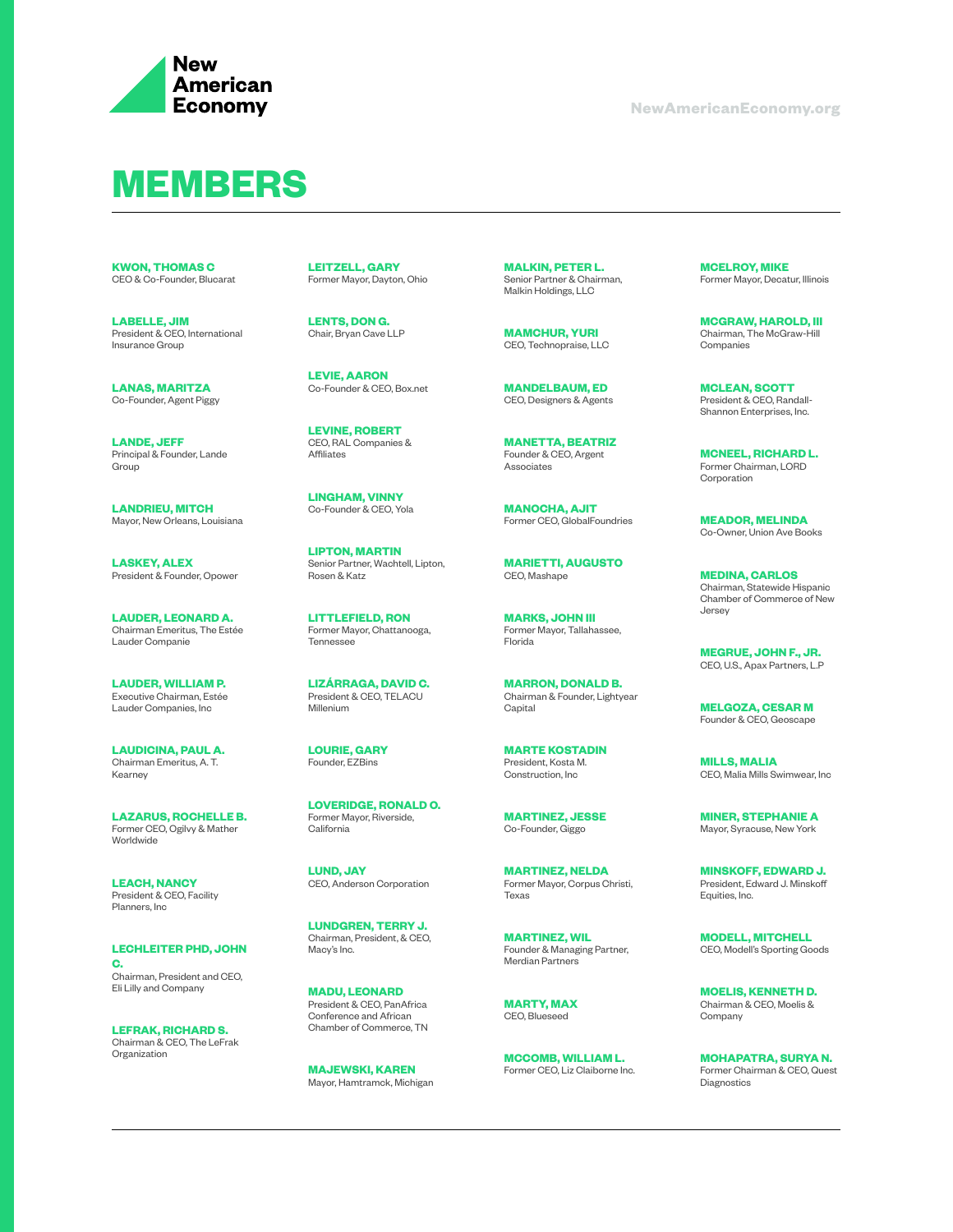# MEMBERS

**KWON, THOMAS C**
CEO & Co-Founder, Blucarat

**LABELLE, JIM**
President & CEO, International Insurance Group

**LANAS, MARITZA**
Co-Founder, Agent Piggy

**LANDE, JEFF**
Principal & Founder, Lande Group

**LANDRIEU, MITCH**
Mayor, New Orleans, Louisiana

**LASKEY, ALEX**
President & Founder, Opower

**LAUDER, LEONARD A.**
Chairman Emeritus, The Estée Lauder Companie

**LAUDER, WILLIAM P.**
Executive Chairman, Estée Lauder Companies, Inc

**LAUDICINA, PAUL A.**
Chairman Emeritus, A. T. Kearney

**LAZARUS, ROCHELLE B.**
Former CEO, Ogilvy & Mather Worldwide

**LEACH, NANCY**
President & CEO, Facility Planners, Inc

**LECHLEITER PHD, JOHN C.**
Chairman, President and CEO, Eli Lilly and Company

**LEFRAK, RICHARD S.**
Chairman & CEO, The LeFrak Organization

**LEITZELL, GARY**
Former Mayor, Dayton, Ohio

**LENTS, DON G.**
Chair, Bryan Cave LLP

**LEVIE, AARON**
Co-Founder & CEO, Box.net

**LEVINE, ROBERT**
CEO, RAL Companies & Affiliates

**LINGHAM, VINNY**
Co-Founder & CEO, Yola

**LIPTON, MARTIN**
Senior Partner, Wachtell, Lipton, Rosen & Katz

**LITTLEFIELD, RON**
Former Mayor, Chattanooga, Tennessee

**LIZÁRRAGA, DAVID C.**
President & CEO, TELACU Millenium

**LOURIE, GARY**
Founder, EZBins

**LOVERIDGE, RONALD O.**
Former Mayor, Riverside, California

**LUND, JAY**
CEO, Anderson Corporation

**LUNDGREN, TERRY J.**
Chairman, President, & CEO, Macy's Inc.

**MADU, LEONARD**
President & CEO, PanAfrica Conference and African Chamber of Commerce, TN

**MAJEWSKI, KAREN**
Mayor, Hamtramck, Michigan

**MALKIN, PETER L.**
Senior Partner & Chairman, Malkin Holdings, LLC

**MAMCHUR, YURI**
CEO, Technopraise, LLC

**MANDELBAUM, ED**
CEO, Designers & Agents

**MANETTA, BEATRIZ**
Founder & CEO, Argent Associates

**MANOCHA, AJIT**
Former CEO, GlobalFoundries

**MARIETTI, AUGUSTO**
CEO, Mashape

**MARKS, JOHN III**
Former Mayor, Tallahassee, Florida

**MARRON, DONALD B.**
Chairman & Founder, Lightyear Capital

**MARTE KOSTADIN**
President, Kosta M. Construction, Inc

**MARTINEZ, JESSE**
Co-Founder, Giggo

**MARTINEZ, NELDA**
Former Mayor, Corpus Christi, Texas

**MARTINEZ, WIL**
Founder & Managing Partner, Merdian Partners

**MARTY, MAX**
CEO, Blueseed

**MCCOMB, WILLIAM L.**
Former CEO, Liz Claiborne Inc.

**MCELROY, MIKE**
Former Mayor, Decatur, Illinois

**MCGRAW, HAROLD, III**
Chairman, The McGraw-Hill Companies

**MCLEAN, SCOTT**
President & CEO, Randall-Shannon Enterprises, Inc.

**MCNEEL, RICHARD L.**
Former Chairman, LORD Corporation

**MEADOR, MELINDA**
Co-Owner, Union Ave Books

**MEDINA, CARLOS**
Chairman, Statewide Hispanic Chamber of Commerce of New Jersey

**MEGRUE, JOHN F., JR.**
CEO, U.S., Apax Partners, L.P

**MELGOZA, CESAR M**
Founder & CEO, Geoscape

**MILLS, MALIA**
CEO, Malia Mills Swimwear, Inc

**MINER, STEPHANIE A**
Mayor, Syracuse, New York

**MINSKOFF, EDWARD J.**
President, Edward J. Minskoff Equities, Inc.

**MODELL, MITCHELL**
CEO, Modell's Sporting Goods

**MOELIS, KENNETH D.**
Chairman & CEO, Moelis & Company

**MOHAPATRA, SURYA N.**
Former Chairman & CEO, Quest Diagnostics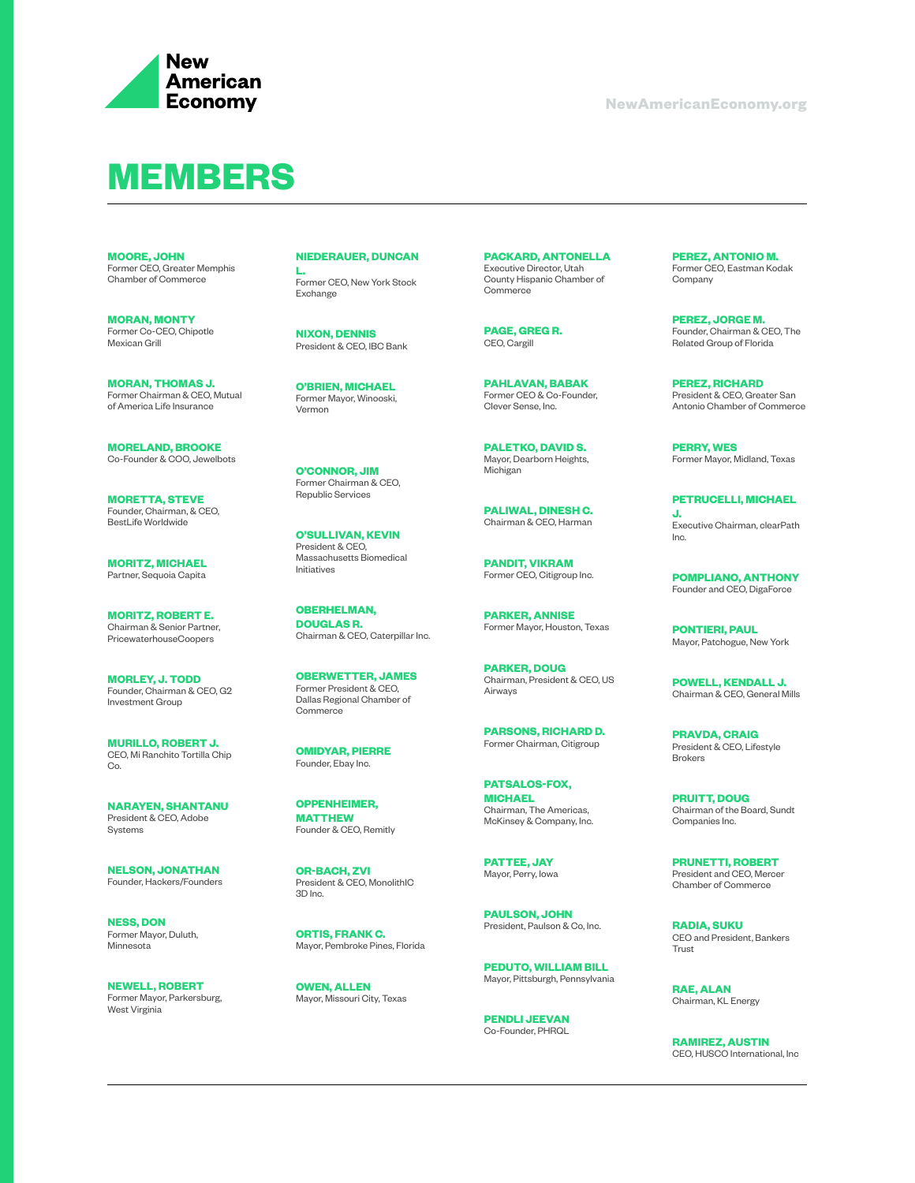# MEMBERS

**MOORE, JOHN**
Former CEO, Greater Memphis Chamber of Commerce

**MORAN, MONTY**
Former Co-CEO, Chipotle Mexican Grill

**MORAN, THOMAS J.**
Former Chairman & CEO, Mutual of America Life Insurance

**MORELAND, BROOKE**
Co-Founder & COO, Jewelbots

**MORETTA, STEVE**
Founder, Chairman, & CEO, BestLife Worldwide

**MORITZ, MICHAEL**
Partner, Sequoia Capita

**MORITZ, ROBERT E.**
Chairman & Senior Partner, PricewaterhouseCoopers

**MORLEY, J. TODD**
Founder, Chairman & CEO, G2 Investment Group

**MURILLO, ROBERT J.**
CEO, Mi Ranchito Tortilla Chip Co.

**NARAYEN, SHANTANU**
President & CEO, Adobe Systems

**NELSON, JONATHAN**
Founder, Hackers/Founders

**NESS, DON**
Former Mayor, Duluth, Minnesota

**NEWELL, ROBERT**
Former Mayor, Parkersburg, West Virginia

**NIEDERAUER, DUNCAN L.**
Former CEO, New York Stock Exchange

**NIXON, DENNIS**
President & CEO, IBC Bank

**O'BRIEN, MICHAEL**
Former Mayor, Winooski, Vermon

**O'CONNOR, JIM**
Former Chairman & CEO, Republic Services

**O'SULLIVAN, KEVIN**
President & CEO, Massachusetts Biomedical Initiatives

**OBERHELMAN, DOUGLAS R.**
Chairman & CEO, Caterpillar Inc.

**OBERWETTER, JAMES**
Former President & CEO, Dallas Regional Chamber of Commerce

**OMIDYAR, PIERRE**
Founder, Ebay Inc.

**OPPENHEIMER, MATTHEW**
Founder & CEO, Remitly

**OR-BACH, ZVI**
President & CEO, MonolithIC 3D Inc.

**ORTIS, FRANK C.**
Mayor, Pembroke Pines, Florida

**OWEN, ALLEN**
Mayor, Missouri City, Texas

**PACKARD, ANTONELLA**
Executive Director, Utah County Hispanic Chamber of Commerce

**PAGE, GREG R.**
CEO, Cargill

**PAHLAVAN, BABAK**
Former CEO & Co-Founder, Clever Sense, Inc.

**PALETKO, DAVID S.**
Mayor, Dearborn Heights, Michigan

**PALIWAL, DINESH C.**
Chairman & CEO, Harman

**PANDIT, VIKRAM**
Former CEO, Citigroup Inc.

**PARKER, ANNISE**
Former Mayor, Houston, Texas

**PARKER, DOUG**
Chairman, President & CEO, US Airways

**PARSONS, RICHARD D.**
Former Chairman, Citigroup

**PATSALOS-FOX, MICHAEL**
Chairman, The Americas, McKinsey & Company, Inc.

**PATTEE, JAY**
Mayor, Perry, Iowa

**PAULSON, JOHN**
President, Paulson & Co, Inc.

**PEDUTO, WILLIAM BILL**
Mayor, Pittsburgh, Pennsylvania

**PENDLI JEEVAN**
Co-Founder, PHRQL

**PEREZ, ANTONIO M.**
Former CEO, Eastman Kodak Company

**PEREZ, JORGE M.**
Founder, Chairman & CEO, The Related Group of Florida

**PEREZ, RICHARD**
President & CEO, Greater San Antonio Chamber of Commerce

**PERRY, WES**
Former Mayor, Midland, Texas

**PETRUCELLI, MICHAEL J.**
Executive Chairman, clearPath Inc.

**POMPLIANO, ANTHONY**
Founder and CEO, DigaForce

**PONTIERI, PAUL**
Mayor, Patchogue, New York

**POWELL, KENDALL J.**
Chairman & CEO, General Mills

**PRAVDA, CRAIG**
President & CEO, Lifestyle Brokers

**PRUITT, DOUG**
Chairman of the Board, Sundt Companies Inc.

**PRUNETTI, ROBERT**
President and CEO, Mercer Chamber of Commerce

**RADIA, SUKU**
CEO and President, Bankers Trust

**RAE, ALAN**
Chairman, KL Energy

**RAMIREZ, AUSTIN**
CEO, HUSCO International, Inc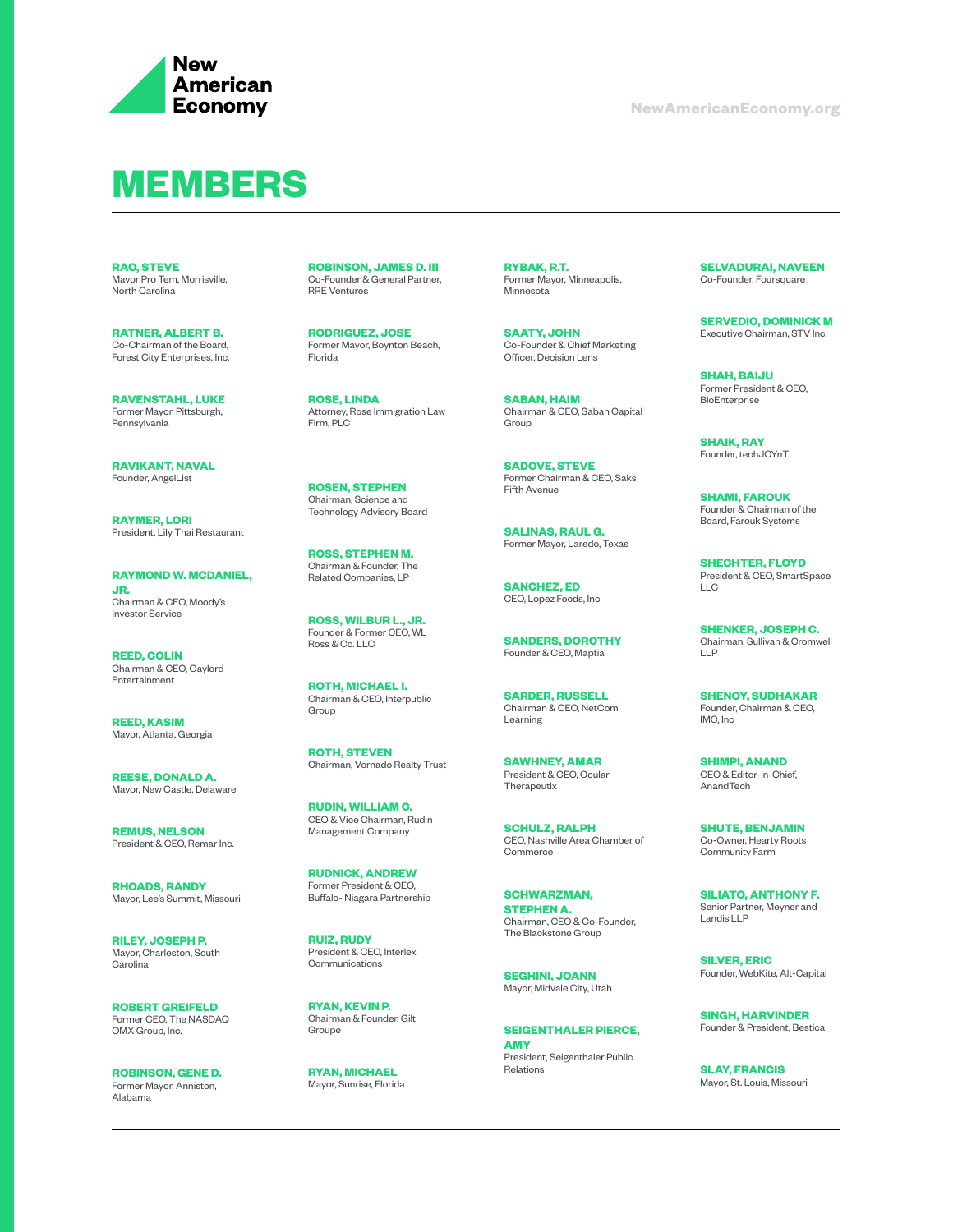# MEMBERS

**RAO, STEVE**
Mayor Pro Tem, Morrisville, North Carolina

**RATNER, ALBERT B.**
Co-Chairman of the Board, Forest City Enterprises, Inc.

**RAVENSTAHL, LUKE**
Former Mayor, Pittsburgh, Pennsylvania

**RAVIKANT, NAVAL**
Founder, AngelList

**RAYMER, LORI**
President, Lily Thai Restaurant

**RAYMOND W. MCDANIEL, JR.**
Chairman & CEO, Moody's Investor Service

**REED, COLIN**
Chairman & CEO, Gaylord Entertainment

**REED, KASIM**
Mayor, Atlanta, Georgia

**REESE, DONALD A.**
Mayor, New Castle, Delaware

**REMUS, NELSON**
President & CEO, Remar Inc.

**RHOADS, RANDY**
Mayor, Lee's Summit, Missouri

**RILEY, JOSEPH P.**
Mayor, Charleston, South Carolina

**ROBERT GREIFELD**
Former CEO, The NASDAQ OMX Group, Inc.

**ROBINSON, GENE D.**
Former Mayor, Anniston, Alabama

**ROBINSON, JAMES D. III**
Co-Founder & General Partner, RRE Ventures

**RODRIGUEZ, JOSE**
Former Mayor, Boynton Beach, Florida

**ROSE, LINDA**
Attorney, Rose Immigration Law Firm, PLC

**ROSEN, STEPHEN**
Chairman, Science and Technology Advisory Board

**ROSS, STEPHEN M.**
Chairman & Founder, The Related Companies, LP

**ROSS, WILBUR L., JR.**
Founder & Former CEO, WL Ross & Co. LLC

**ROTH, MICHAEL I.**
Chairman & CEO, Interpublic Group

**ROTH, STEVEN**
Chairman, Vornado Realty Trust

**RUDIN, WILLIAM C.**
CEO & Vice Chairman, Rudin Management Company

**RUDNICK, ANDREW**
Former President & CEO, Buffalo- Niagara Partnership

**RUIZ, RUDY**
President & CEO, Interlex Communications

**RYAN, KEVIN P.**
Chairman & Founder, Gilt Groupe

**RYAN, MICHAEL**
Mayor, Sunrise, Florida

**RYBAK, R.T.**
Former Mayor, Minneapolis, Minnesota

**SAATY, JOHN**
Co-Founder & Chief Marketing Officer, Decision Lens

**SABAN, HAIM**
Chairman & CEO, Saban Capital Group

**SADOVE, STEVE**
Former Chairman & CEO, Saks Fifth Avenue

**SALINAS, RAUL G.**
Former Mayor, Laredo, Texas

**SANCHEZ, ED**
CEO, Lopez Foods, Inc

**SANDERS, DOROTHY**
Founder & CEO, Maptia

**SARDER, RUSSELL**
Chairman & CEO, NetCom Learning

**SAWHNEY, AMAR**
President & CEO, Ocular Therapeutix

**SCHULZ, RALPH**
CEO, Nashville Area Chamber of Commerce

**SCHWARZMAN, STEPHEN A.**
Chairman, CEO & Co-Founder, The Blackstone Group

**SEGHINI, JOANN**
Mayor, Midvale City, Utah

**SEIGENTHALER PIERCE, AMY**
President, Seigenthaler Public Relations

**SELVADURAI, NAVEEN**
Co-Founder, Foursquare

**SERVEDIO, DOMINICK M**
Executive Chairman, STV Inc.

**SHAH, BAIJU**
Former President & CEO, BioEnterprise

**SHAIK, RAY**
Founder, techJOYnT

**SHAMI, FAROUK**
Founder & Chairman of the Board, Farouk Systems

**SHECHTER, FLOYD**
President & CEO, SmartSpace LLC

**SHENKER, JOSEPH C.**
Chairman, Sullivan & Cromwell LLP

**SHENOY, SUDHAKAR**
Founder, Chairman & CEO, IMC, Inc

**SHIMPI, ANAND**
CEO & Editor-in-Chief, AnandTech

**SHUTE, BENJAMIN**
Co-Owner, Hearty Roots Community Farm

**SILIATO, ANTHONY F.**
Senior Partner, Meyner and Landis LLP

**SILVER, ERIC**
Founder, WebKite, Alt-Capital

**SINGH, HARVINDER**
Founder & President, Bestica

**SLAY, FRANCIS**
Mayor, St. Louis, Missouri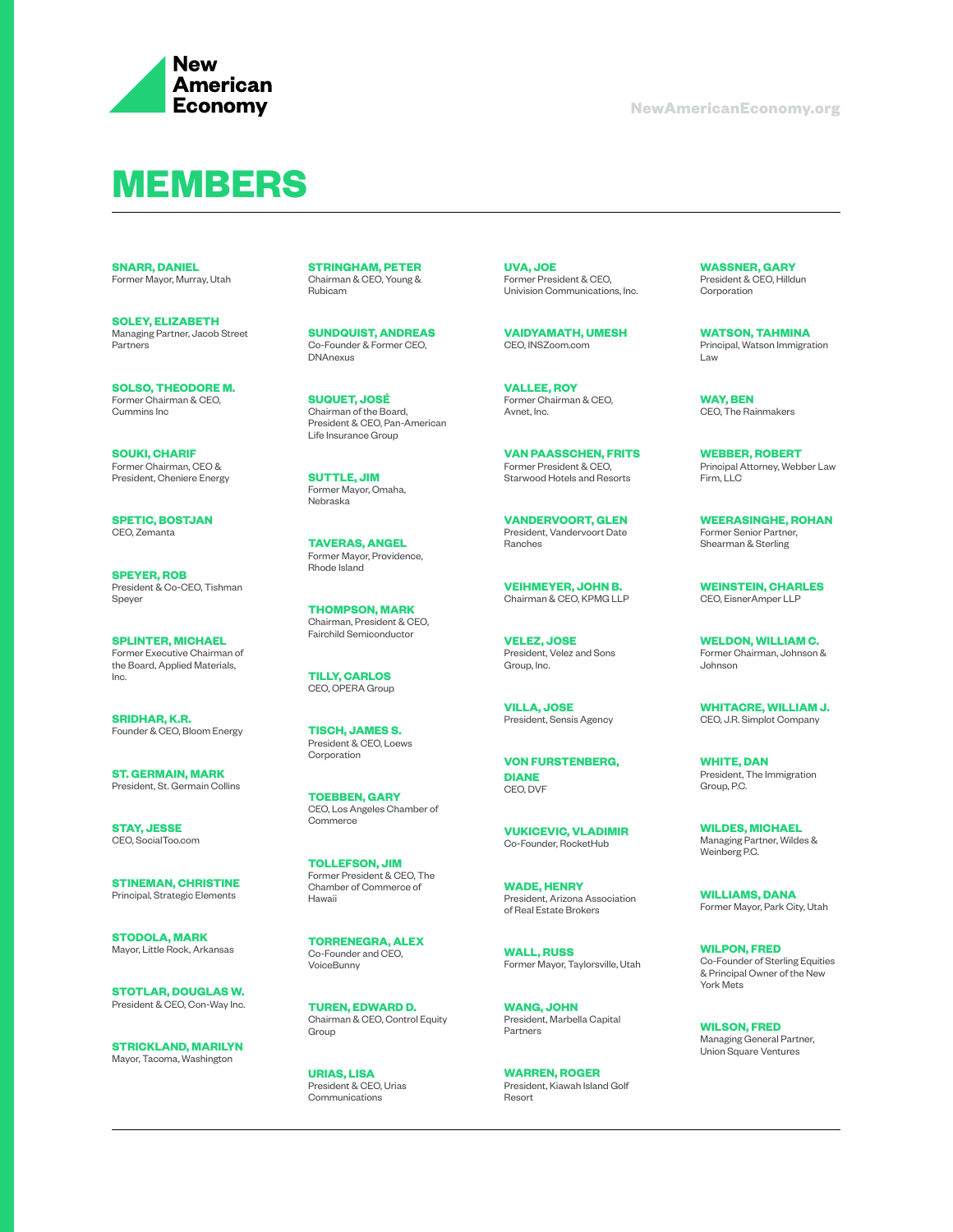# MEMBERS

**SNARR, DANIEL**
Former Mayor, Murray, Utah

**SOLEY, ELIZABETH**
Managing Partner, Jacob Street Partners

**SOLSO, THEODORE M.**
Former Chairman & CEO, Cummins Inc

**SOUKI, CHARIF**
Former Chairman, CEO & President, Cheniere Energy

**SPETIC, BOSTJAN**
CEO, Zemanta

**SPEYER, ROB**
President & Co-CEO, Tishman Speyer

**SPLINTER, MICHAEL**
Former Executive Chairman of the Board, Applied Materials, Inc.

**SRIDHAR, K.R.**
Founder & CEO, Bloom Energy

**ST. GERMAIN, MARK**
President, St. Germain Collins

**STAY, JESSE**
CEO, SocialToo.com

**STINEMAN, CHRISTINE**
Principal, Strategic Elements

**STODOLA, MARK**
Mayor, Little Rock, Arkansas

**STOTLAR, DOUGLAS W.**
President & CEO, Con-Way Inc.

**STRICKLAND, MARILYN**
Mayor, Tacoma, Washington

**STRINGHAM, PETER**
Chairman & CEO, Young & Rubicam

**SUNDQUIST, ANDREAS**
Co-Founder & Former CEO, DNAnexus

**SUQUET, JOSÉ**
Chairman of the Board, President & CEO, Pan-American Life Insurance Group

**SUTTLE, JIM**
Former Mayor, Omaha, Nebraska

**TAVERAS, ANGEL**
Former Mayor, Providence, Rhode Island

**THOMPSON, MARK**
Chairman, President & CEO, Fairchild Semiconductor

**TILLY, CARLOS**
CEO, OPERA Group

**TISCH, JAMES S.**
President & CEO, Loews Corporation

**TOEBBEN, GARY**
CEO, Los Angeles Chamber of Commerce

**TOLLEFSON, JIM**
Former President & CEO, The Chamber of Commerce of Hawaii

**TORRENEGRA, ALEX**
Co-Founder and CEO, VoiceBunny

**TUREN, EDWARD D.**
Chairman & CEO, Control Equity Group

**URIAS, LISA**
President & CEO, Urias Communications

**UVA, JOE**
Former President & CEO, Univision Communications, Inc.

**VAIDYAMATH, UMESH**
CEO, INSZoom.com

**VALLEE, ROY**
Former Chairman & CEO, Avnet, Inc.

**VAN PAASSCHEN, FRITS**
Former President & CEO, Starwood Hotels and Resorts

**VANDERVOORT, GLEN**
President, Vandervoort Date Ranches

**VEIHMEYER, JOHN B.**
Chairman & CEO, KPMG LLP

**VELEZ, JOSE**
President, Velez and Sons Group, Inc.

**VILLA, JOSE**
President, Sensis Agency

**VON FURSTENBERG, DIANE**
CEO, DVF

**VUKICEVIC, VLADIMIR**
Co-Founder, RocketHub

**WADE, HENRY**
President, Arizona Association of Real Estate Brokers

**WALL, RUSS**
Former Mayor, Taylorsville, Utah

**WANG, JOHN**
President, Marbella Capital Partners

**WARREN, ROGER**
President, Kiawah Island Golf Resort

**WASSNER, GARY**
President & CEO, Hilldun Corporation

**WATSON, TAHMINA**
Principal, Watson Immigration Law

**WAY, BEN**
CEO, The Rainmakers

**WEBBER, ROBERT**
Principal Attorney, Webber Law Firm, LLC

**WEERASINGHE, ROHAN**
Former Senior Partner, Shearman & Sterling

**WEINSTEIN, CHARLES**
CEO, EisnerAmper LLP

**WELDON, WILLIAM C.**
Former Chairman, Johnson & Johnson

**WHITACRE, WILLIAM J.**
CEO, J.R. Simplot Company

**WHITE, DAN**
President, The Immigration Group, P.C.

**WILDES, MICHAEL**
Managing Partner, Wildes & Weinberg P.C.

**WILLIAMS, DANA**
Former Mayor, Park City, Utah

**WILPON, FRED**
Co-Founder of Sterling Equities & Principal Owner of the New York Mets

**WILSON, FRED**
Managing General Partner, Union Square Ventures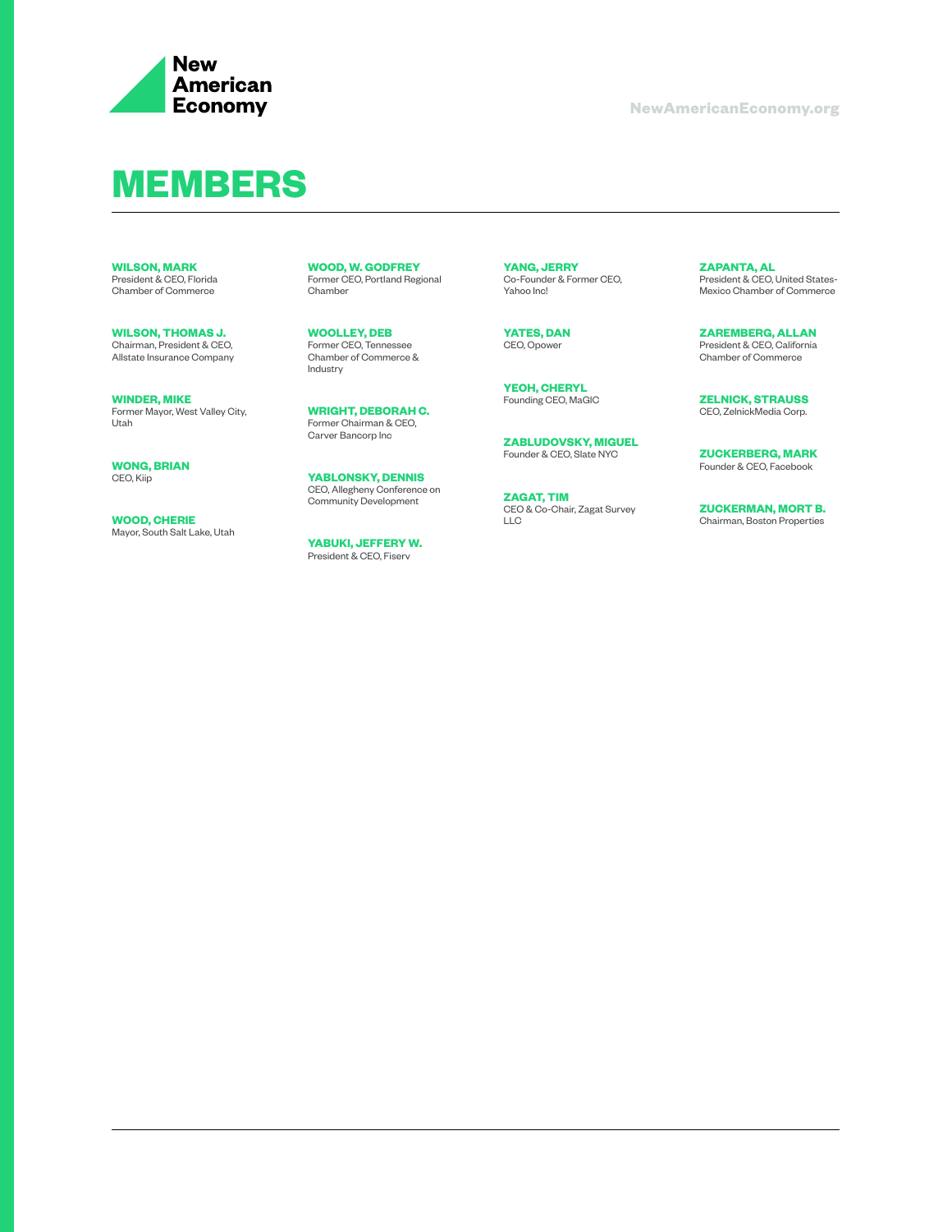# MEMBERS

**WILSON, MARK**
President & CEO, Florida Chamber of Commerce

**WILSON, THOMAS J.**
Chairman, President & CEO, Allstate Insurance Company

**WINDER, MIKE**
Former Mayor, West Valley City, Utah

**WONG, BRIAN**
CEO, Kiip

**WOOD, CHERIE**
Mayor, South Salt Lake, Utah

**WOOD, W. GODFREY**
Former CEO, Portland Regional Chamber

**WOOLLEY, DEB**
Former CEO, Tennessee Chamber of Commerce & Industry

**WRIGHT, DEBORAH C.**
Former Chairman & CEO, Carver Bancorp Inc

**YABLONSKY, DENNIS**
CEO, Allegheny Conference on Community Development

**YABUKI, JEFFERY W.**
President & CEO, Fiserv

**YANG, JERRY**
Co-Founder & Former CEO, Yahoo Inc!

**YATES, DAN**
CEO, Opower

**YEOH, CHERYL**
Founding CEO, MaGIC

**ZABLUDOVSKY, MIGUEL**
Founder & CEO, Slate NYC

**ZAGAT, TIM**
CEO & Co-Chair, Zagat Survey LLC

**ZAPANTA, AL**
President & CEO, United States-Mexico Chamber of Commerce

**ZAREMBERG, ALLAN**
President & CEO, California Chamber of Commerce

**ZELNICK, STRAUSS**
CEO, ZelnickMedia Corp.

**ZUCKERBERG, MARK**
Founder & CEO, Facebook

**ZUCKERMAN, MORT B.**
Chairman, Boston Properties